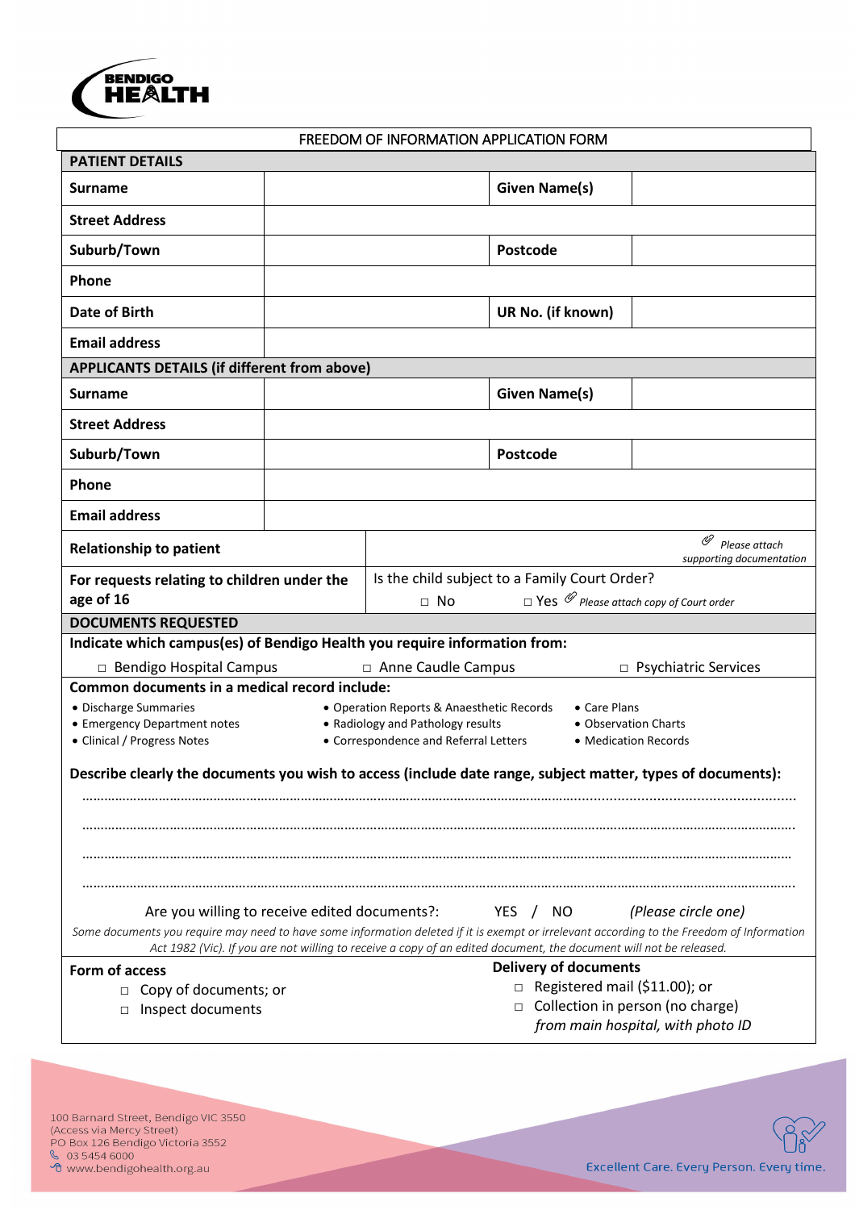# FREEDOM OF INFORMATION APPLICATION FORM

## PATIENT DETAILS

| | | | |
|---|---|---|---|
| **Surname** | | **Given Name(s)** | |
| **Street Address** | | | |
| **Suburb/Town** | | **Postcode** | |
| **Phone** | | | |
| **Date of Birth** | | **UR No. (if known)** | |
| **Email address** | | | |

## APPLICANTS DETAILS (if different from above)

| | | | |
|---|---|---|---|
| **Surname** | | **Given Name(s)** | |
| **Street Address** | | | |
| **Suburb/Town** | | **Postcode** | |
| **Phone** | | | |
| **Email address** | | | |

| | |
|---|---|
| **Relationship to patient** | *Please attach supporting documentation* |
| **For requests relating to children under the age of 16** | Is the child subject to a Family Court Order? □ No □ Yes *Please attach copy of Court order* |

## DOCUMENTS REQUESTED

**Indicate which campus(es) of Bendigo Health you require information from:**

□ Bendigo Hospital Campus □ Anne Caudle Campus □ Psychiatric Services

**Common documents in a medical record include:**

- Discharge Summaries
- Emergency Department notes
- Clinical / Progress Notes
- Operation Reports & Anaesthetic Records
- Radiology and Pathology results
- Correspondence and Referral Letters
- Care Plans
- Observation Charts
- Medication Records

**Describe clearly the documents you wish to access (include date range, subject matter, types of documents):**

.......................................................................................................................................................

.......................................................................................................................................................

.......................................................................................................................................................

.......................................................................................................................................................

Are you willing to receive edited documents?: YES / NO *(Please circle one)*

*Some documents you require may need to have some information deleted if it is exempt or irrelevant according to the Freedom of Information Act 1982 (Vic). If you are not willing to receive a copy of an edited document, the document will not be released.*

**Form of access**

□ Copy of documents; or
□ Inspect documents

**Delivery of documents**

□ Registered mail ($11.00); or
□ Collection in person (no charge) *from main hospital, with photo ID*

100 Barnard Street, Bendigo VIC 3550
(Access via Mercy Street)
PO Box 126 Bendigo Victoria 3552
03 5454 6000
www.bendigohealth.org.au

Excellent Care. Every Person. Every time.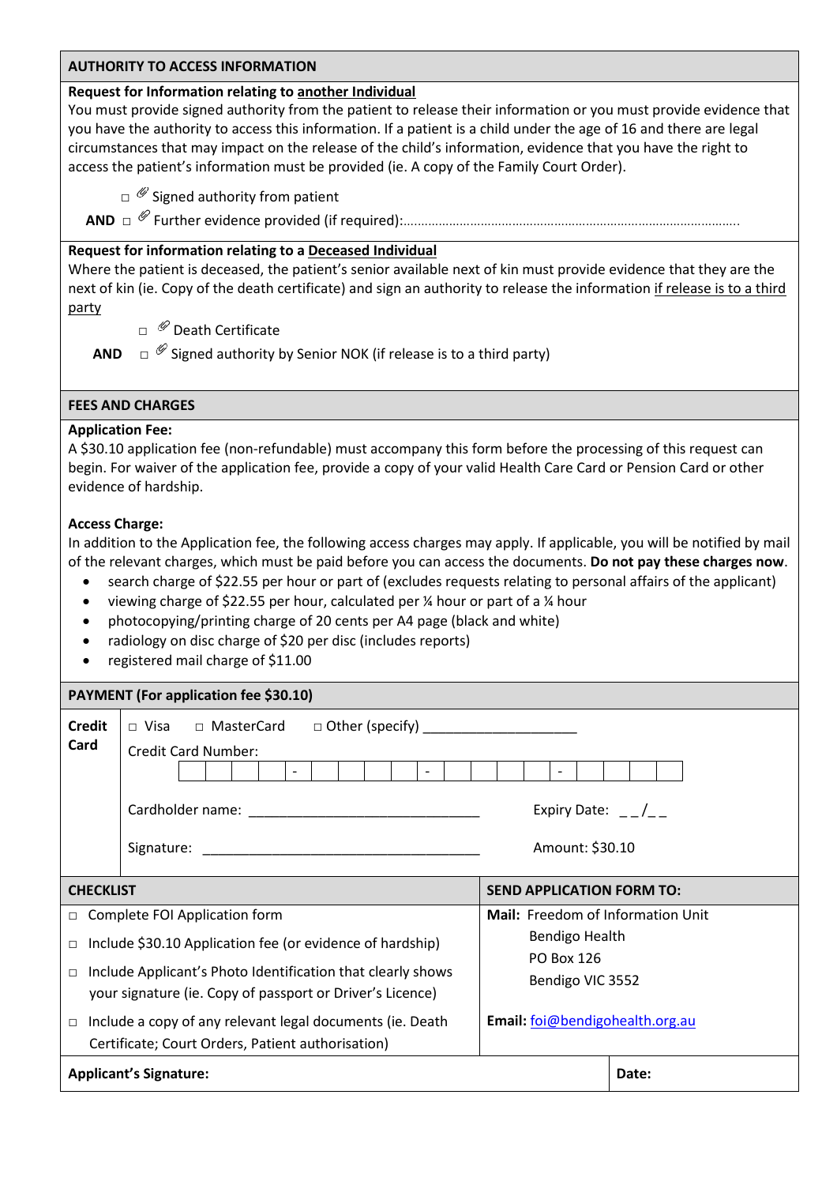## AUTHORITY TO ACCESS INFORMATION

**Request for Information relating to another Individual**

You must provide signed authority from the patient to release their information or you must provide evidence that you have the authority to access this information. If a patient is a child under the age of 16 and there are legal circumstances that may impact on the release of the child's information, evidence that you have the right to access the patient's information must be provided (ie. A copy of the Family Court Order).

□ Signed authority from patient

**AND** □ Further evidence provided (if required):…………………………………………………………………………………….

**Request for information relating to a Deceased Individual**

Where the patient is deceased, the patient's senior available next of kin must provide evidence that they are the next of kin (ie. Copy of the death certificate) and sign an authority to release the information if release is to a third party

□ Death Certificate

**AND** □ Signed authority by Senior NOK (if release is to a third party)

## FEES AND CHARGES

**Application Fee:**

A $30.10 application fee (non-refundable) must accompany this form before the processing of this request can begin. For waiver of the application fee, provide a copy of your valid Health Care Card or Pension Card or other evidence of hardship.

**Access Charge:**

In addition to the Application fee, the following access charges may apply. If applicable, you will be notified by mail of the relevant charges, which must be paid before you can access the documents. **Do not pay these charges now**.

- search charge of $22.55 per hour or part of (excludes requests relating to personal affairs of the applicant)
- viewing charge of $22.55 per hour, calculated per ¼ hour or part of a ¼ hour
- photocopying/printing charge of 20 cents per A4 page (black and white)
- radiology on disc charge of $20 per disc (includes reports)
- registered mail charge of $11.00

## PAYMENT (For application fee $30.10)

| | |
|---|---|
| **Credit Card** | □ Visa □ MasterCard □ Other (specify) ____________________ |
| | Credit Card Number: ____ - ____ - ____ - ____ |
| | Cardholder name: ______________________________ Expiry Date: _ _/_ _ |
| | Signature: ____________________________________ Amount: $30.10 |

| CHECKLIST | SEND APPLICATION FORM TO: |
|---|---|
| □ Complete FOI Application form | **Mail:** Freedom of Information Unit<br>Bendigo Health<br>PO Box 126<br>Bendigo VIC 3552 |
| □ Include $30.10 Application fee (or evidence of hardship) | |
| □ Include Applicant's Photo Identification that clearly shows your signature (ie. Copy of passport or Driver's Licence) | |
| □ Include a copy of any relevant legal documents (ie. Death Certificate; Court Orders, Patient authorisation) | **Email:** foi@bendigohealth.org.au |

**Applicant's Signature:** **Date:**